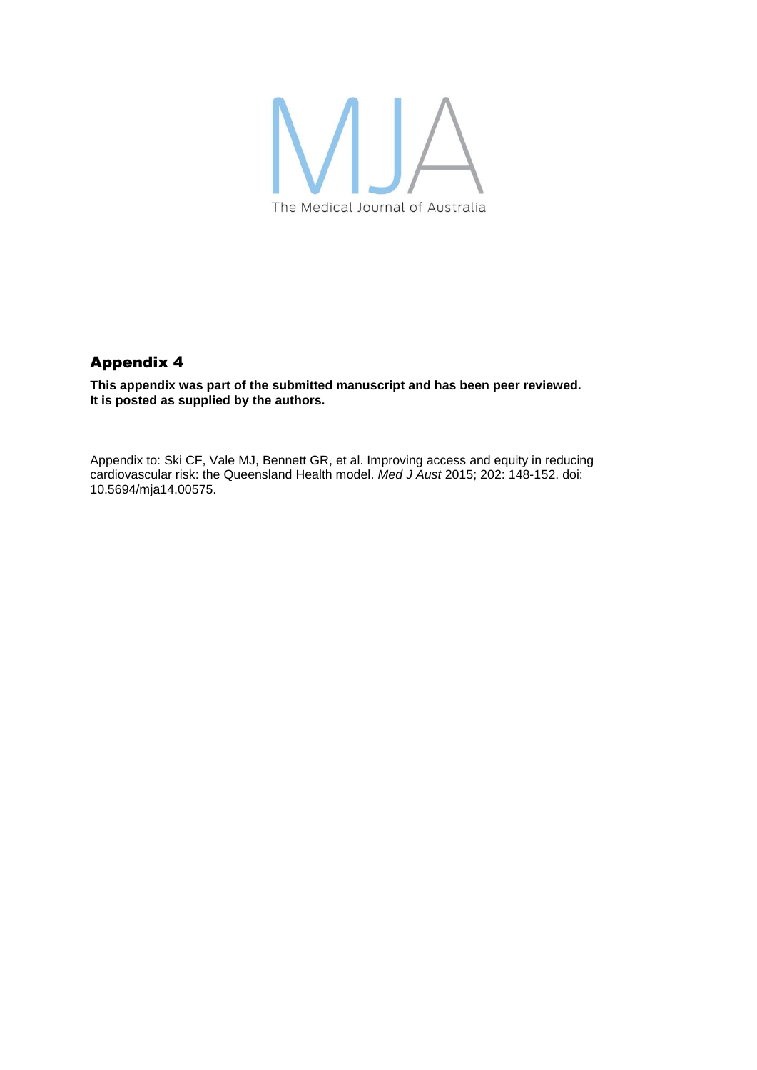MJA

The Medical Journal of Australia

# Appendix 4

**This appendix was part of the submitted manuscript and has been peer reviewed. It is posted as supplied by the authors.**

Appendix to: Ski CF, Vale MJ, Bennett GR, et al. Improving access and equity in reducing cardiovascular risk: the Queensland Health model. *Med J Aust* 2015; 202: 148-152. doi: 10.5694/mja14.00575.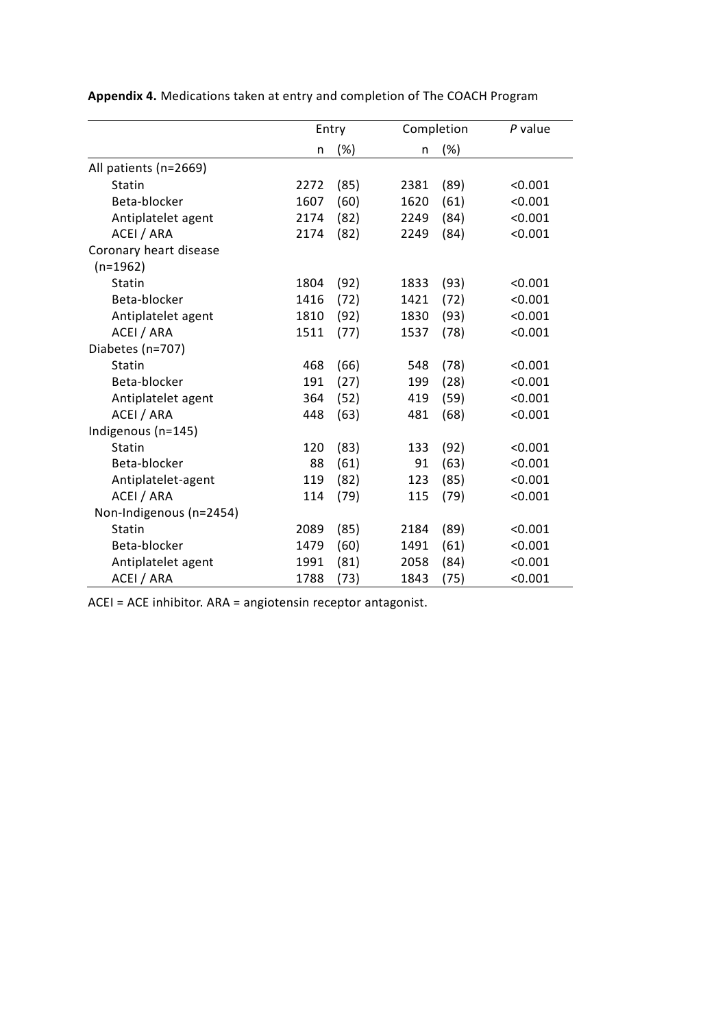**Appendix 4.** Medications taken at entry and completion of The COACH Program

| | Entry | | Completion | | *P* value |
|---|---|---|---|---|---|
| | n | (%) | n | (%) | |
| All patients (n=2669) | | | | | |
| Statin | 2272 | (85) | 2381 | (89) | <0.001 |
| Beta-blocker | 1607 | (60) | 1620 | (61) | <0.001 |
| Antiplatelet agent | 2174 | (82) | 2249 | (84) | <0.001 |
| ACEI / ARA | 2174 | (82) | 2249 | (84) | <0.001 |
| Coronary heart disease (n=1962) | | | | | |
| Statin | 1804 | (92) | 1833 | (93) | <0.001 |
| Beta-blocker | 1416 | (72) | 1421 | (72) | <0.001 |
| Antiplatelet agent | 1810 | (92) | 1830 | (93) | <0.001 |
| ACEI / ARA | 1511 | (77) | 1537 | (78) | <0.001 |
| Diabetes (n=707) | | | | | |
| Statin | 468 | (66) | 548 | (78) | <0.001 |
| Beta-blocker | 191 | (27) | 199 | (28) | <0.001 |
| Antiplatelet agent | 364 | (52) | 419 | (59) | <0.001 |
| ACEI / ARA | 448 | (63) | 481 | (68) | <0.001 |
| Indigenous (n=145) | | | | | |
| Statin | 120 | (83) | 133 | (92) | <0.001 |
| Beta-blocker | 88 | (61) | 91 | (63) | <0.001 |
| Antiplatelet-agent | 119 | (82) | 123 | (85) | <0.001 |
| ACEI / ARA | 114 | (79) | 115 | (79) | <0.001 |
| Non-Indigenous (n=2454) | | | | | |
| Statin | 2089 | (85) | 2184 | (89) | <0.001 |
| Beta-blocker | 1479 | (60) | 1491 | (61) | <0.001 |
| Antiplatelet agent | 1991 | (81) | 2058 | (84) | <0.001 |
| ACEI / ARA | 1788 | (73) | 1843 | (75) | <0.001 |

ACEI = ACE inhibitor. ARA = angiotensin receptor antagonist.